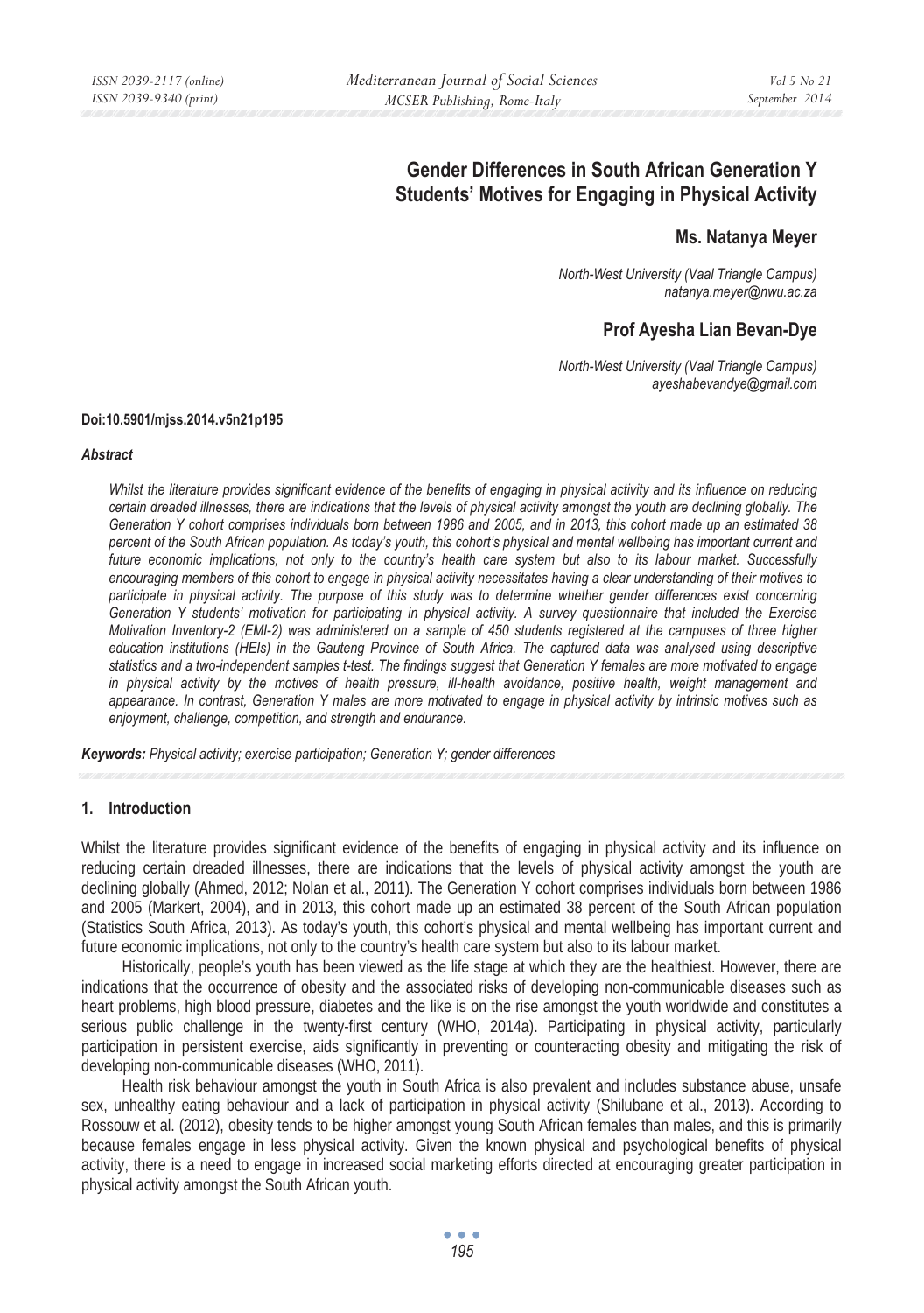# Gender Differences in South African Generation Y Students' Motives for Engaging in Physical Activity

**Ms. Natanya Meyer**

*North-West University (Vaal Triangle Campus)*
*natanya.meyer@nwu.ac.za*

**Prof Ayesha Lian Bevan-Dye**

*North-West University (Vaal Triangle Campus)*
*ayeshabevandye@gmail.com*

**Doi:10.5901/mjss.2014.v5n21p195**

***Abstract***

*Whilst the literature provides significant evidence of the benefits of engaging in physical activity and its influence on reducing certain dreaded illnesses, there are indications that the levels of physical activity amongst the youth are declining globally. The Generation Y cohort comprises individuals born between 1986 and 2005, and in 2013, this cohort made up an estimated 38 percent of the South African population. As today's youth, this cohort's physical and mental wellbeing has important current and future economic implications, not only to the country's health care system but also to its labour market. Successfully encouraging members of this cohort to engage in physical activity necessitates having a clear understanding of their motives to participate in physical activity. The purpose of this study was to determine whether gender differences exist concerning Generation Y students' motivation for participating in physical activity. A survey questionnaire that included the Exercise Motivation Inventory-2 (EMI-2) was administered on a sample of 450 students registered at the campuses of three higher education institutions (HEIs) in the Gauteng Province of South Africa. The captured data was analysed using descriptive statistics and a two-independent samples t-test. The findings suggest that Generation Y females are more motivated to engage in physical activity by the motives of health pressure, ill-health avoidance, positive health, weight management and appearance. In contrast, Generation Y males are more motivated to engage in physical activity by intrinsic motives such as enjoyment, challenge, competition, and strength and endurance.*

***Keywords:*** *Physical activity; exercise participation; Generation Y; gender differences*

## 1. Introduction

Whilst the literature provides significant evidence of the benefits of engaging in physical activity and its influence on reducing certain dreaded illnesses, there are indications that the levels of physical activity amongst the youth are declining globally (Ahmed, 2012; Nolan et al., 2011). The Generation Y cohort comprises individuals born between 1986 and 2005 (Markert, 2004), and in 2013, this cohort made up an estimated 38 percent of the South African population (Statistics South Africa, 2013). As today's youth, this cohort's physical and mental wellbeing has important current and future economic implications, not only to the country's health care system but also to its labour market.

Historically, people's youth has been viewed as the life stage at which they are the healthiest. However, there are indications that the occurrence of obesity and the associated risks of developing non-communicable diseases such as heart problems, high blood pressure, diabetes and the like is on the rise amongst the youth worldwide and constitutes a serious public challenge in the twenty-first century (WHO, 2014a). Participating in physical activity, particularly participation in persistent exercise, aids significantly in preventing or counteracting obesity and mitigating the risk of developing non-communicable diseases (WHO, 2011).

Health risk behaviour amongst the youth in South Africa is also prevalent and includes substance abuse, unsafe sex, unhealthy eating behaviour and a lack of participation in physical activity (Shilubane et al., 2013). According to Rossouw et al. (2012), obesity tends to be higher amongst young South African females than males, and this is primarily because females engage in less physical activity. Given the known physical and psychological benefits of physical activity, there is a need to engage in increased social marketing efforts directed at encouraging greater participation in physical activity amongst the South African youth.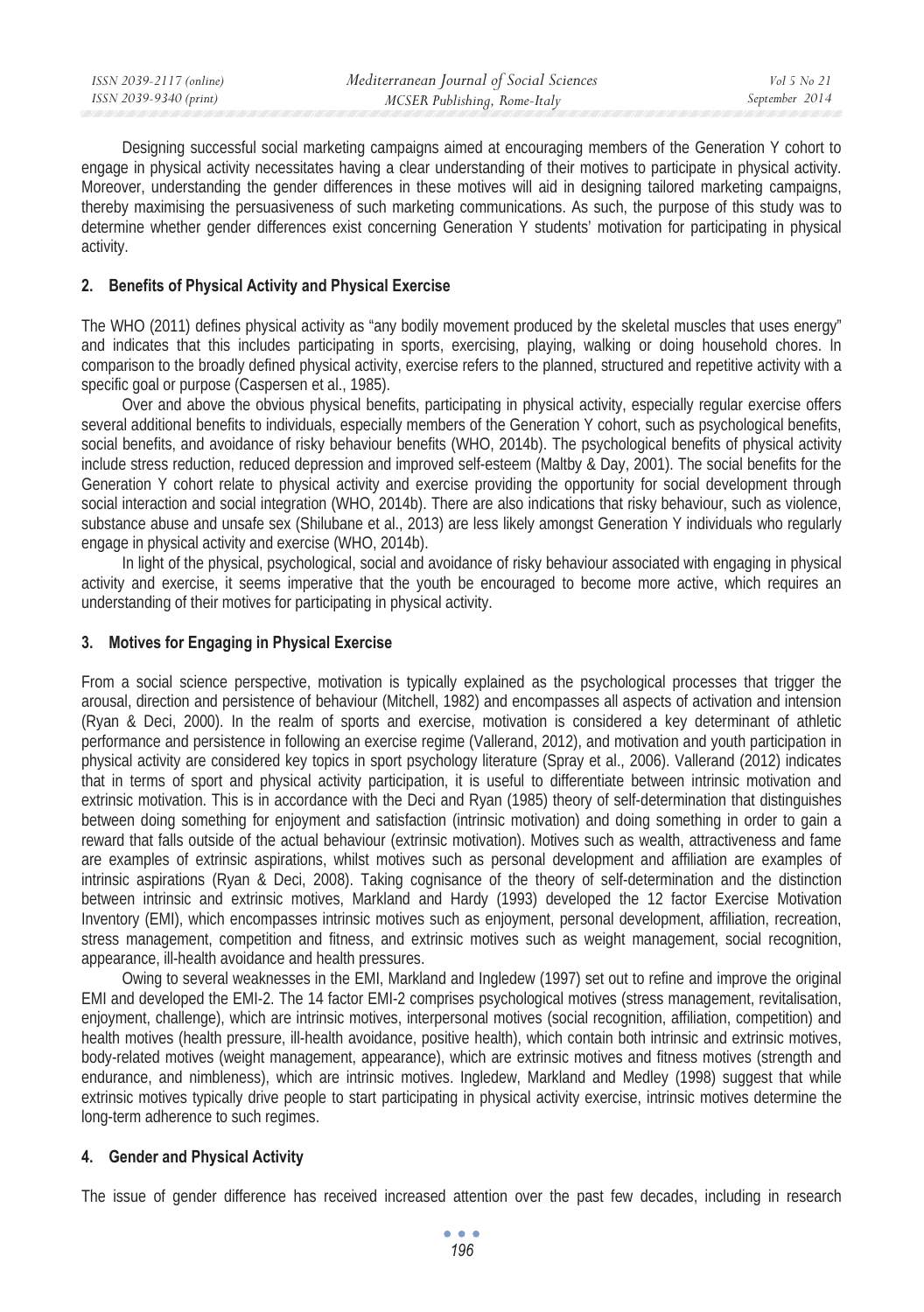Designing successful social marketing campaigns aimed at encouraging members of the Generation Y cohort to engage in physical activity necessitates having a clear understanding of their motives to participate in physical activity. Moreover, understanding the gender differences in these motives will aid in designing tailored marketing campaigns, thereby maximising the persuasiveness of such marketing communications. As such, the purpose of this study was to determine whether gender differences exist concerning Generation Y students' motivation for participating in physical activity.

## 2. Benefits of Physical Activity and Physical Exercise

The WHO (2011) defines physical activity as "any bodily movement produced by the skeletal muscles that uses energy" and indicates that this includes participating in sports, exercising, playing, walking or doing household chores. In comparison to the broadly defined physical activity, exercise refers to the planned, structured and repetitive activity with a specific goal or purpose (Caspersen et al., 1985).

Over and above the obvious physical benefits, participating in physical activity, especially regular exercise offers several additional benefits to individuals, especially members of the Generation Y cohort, such as psychological benefits, social benefits, and avoidance of risky behaviour benefits (WHO, 2014b). The psychological benefits of physical activity include stress reduction, reduced depression and improved self-esteem (Maltby & Day, 2001). The social benefits for the Generation Y cohort relate to physical activity and exercise providing the opportunity for social development through social interaction and social integration (WHO, 2014b). There are also indications that risky behaviour, such as violence, substance abuse and unsafe sex (Shilubane et al., 2013) are less likely amongst Generation Y individuals who regularly engage in physical activity and exercise (WHO, 2014b).

In light of the physical, psychological, social and avoidance of risky behaviour associated with engaging in physical activity and exercise, it seems imperative that the youth be encouraged to become more active, which requires an understanding of their motives for participating in physical activity.

## 3. Motives for Engaging in Physical Exercise

From a social science perspective, motivation is typically explained as the psychological processes that trigger the arousal, direction and persistence of behaviour (Mitchell, 1982) and encompasses all aspects of activation and intension (Ryan & Deci, 2000). In the realm of sports and exercise, motivation is considered a key determinant of athletic performance and persistence in following an exercise regime (Vallerand, 2012), and motivation and youth participation in physical activity are considered key topics in sport psychology literature (Spray et al., 2006). Vallerand (2012) indicates that in terms of sport and physical activity participation, it is useful to differentiate between intrinsic motivation and extrinsic motivation. This is in accordance with the Deci and Ryan (1985) theory of self-determination that distinguishes between doing something for enjoyment and satisfaction (intrinsic motivation) and doing something in order to gain a reward that falls outside of the actual behaviour (extrinsic motivation). Motives such as wealth, attractiveness and fame are examples of extrinsic aspirations, whilst motives such as personal development and affiliation are examples of intrinsic aspirations (Ryan & Deci, 2008). Taking cognisance of the theory of self-determination and the distinction between intrinsic and extrinsic motives, Markland and Hardy (1993) developed the 12 factor Exercise Motivation Inventory (EMI), which encompasses intrinsic motives such as enjoyment, personal development, affiliation, recreation, stress management, competition and fitness, and extrinsic motives such as weight management, social recognition, appearance, ill-health avoidance and health pressures.

Owing to several weaknesses in the EMI, Markland and Ingledew (1997) set out to refine and improve the original EMI and developed the EMI-2. The 14 factor EMI-2 comprises psychological motives (stress management, revitalisation, enjoyment, challenge), which are intrinsic motives, interpersonal motives (social recognition, affiliation, competition) and health motives (health pressure, ill-health avoidance, positive health), which contain both intrinsic and extrinsic motives, body-related motives (weight management, appearance), which are extrinsic motives and fitness motives (strength and endurance, and nimbleness), which are intrinsic motives. Ingledew, Markland and Medley (1998) suggest that while extrinsic motives typically drive people to start participating in physical activity exercise, intrinsic motives determine the long-term adherence to such regimes.

## 4. Gender and Physical Activity

The issue of gender difference has received increased attention over the past few decades, including in research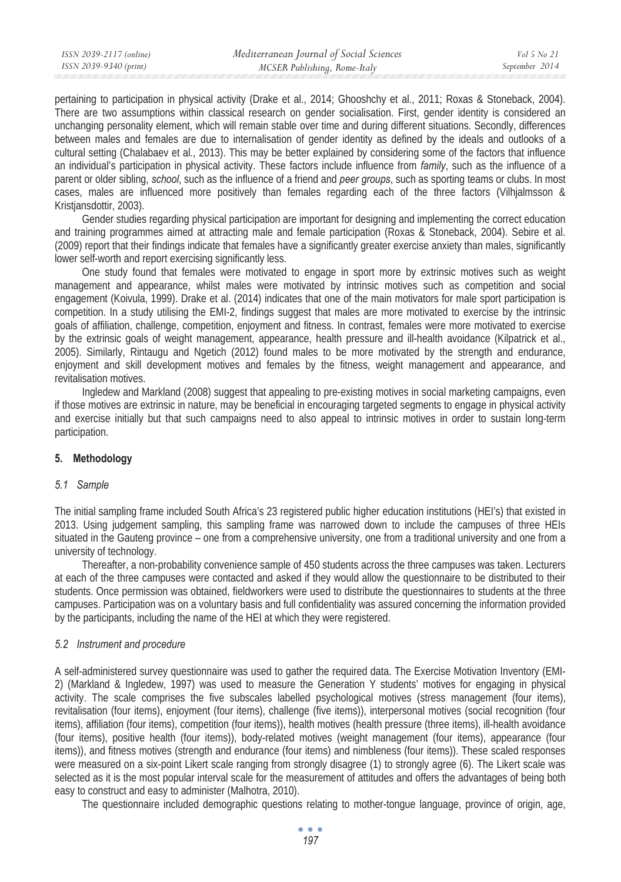pertaining to participation in physical activity (Drake et al., 2014; Ghooshchy et al., 2011; Roxas & Stoneback, 2004). There are two assumptions within classical research on gender socialisation. First, gender identity is considered an unchanging personality element, which will remain stable over time and during different situations. Secondly, differences between males and females are due to internalisation of gender identity as defined by the ideals and outlooks of a cultural setting (Chalabaev et al., 2013). This may be better explained by considering some of the factors that influence an individual's participation in physical activity. These factors include influence from *family*, such as the influence of a parent or older sibling, *school*, such as the influence of a friend and *peer groups*, such as sporting teams or clubs. In most cases, males are influenced more positively than females regarding each of the three factors (Vilhjalmsson & Kristjansdottir, 2003).

Gender studies regarding physical participation are important for designing and implementing the correct education and training programmes aimed at attracting male and female participation (Roxas & Stoneback, 2004). Sebire et al. (2009) report that their findings indicate that females have a significantly greater exercise anxiety than males, significantly lower self-worth and report exercising significantly less.

One study found that females were motivated to engage in sport more by extrinsic motives such as weight management and appearance, whilst males were motivated by intrinsic motives such as competition and social engagement (Koivula, 1999). Drake et al. (2014) indicates that one of the main motivators for male sport participation is competition. In a study utilising the EMI-2, findings suggest that males are more motivated to exercise by the intrinsic goals of affiliation, challenge, competition, enjoyment and fitness. In contrast, females were more motivated to exercise by the extrinsic goals of weight management, appearance, health pressure and ill-health avoidance (Kilpatrick et al., 2005). Similarly, Rintaugu and Ngetich (2012) found males to be more motivated by the strength and endurance, enjoyment and skill development motives and females by the fitness, weight management and appearance, and revitalisation motives.

Ingledew and Markland (2008) suggest that appealing to pre-existing motives in social marketing campaigns, even if those motives are extrinsic in nature, may be beneficial in encouraging targeted segments to engage in physical activity and exercise initially but that such campaigns need to also appeal to intrinsic motives in order to sustain long-term participation.

## 5. Methodology

### *5.1 Sample*

The initial sampling frame included South Africa's 23 registered public higher education institutions (HEI's) that existed in 2013. Using judgement sampling, this sampling frame was narrowed down to include the campuses of three HEIs situated in the Gauteng province – one from a comprehensive university, one from a traditional university and one from a university of technology.

Thereafter, a non-probability convenience sample of 450 students across the three campuses was taken. Lecturers at each of the three campuses were contacted and asked if they would allow the questionnaire to be distributed to their students. Once permission was obtained, fieldworkers were used to distribute the questionnaires to students at the three campuses. Participation was on a voluntary basis and full confidentiality was assured concerning the information provided by the participants, including the name of the HEI at which they were registered.

### *5.2 Instrument and procedure*

A self-administered survey questionnaire was used to gather the required data. The Exercise Motivation Inventory (EMI-2) (Markland & Ingledew, 1997) was used to measure the Generation Y students' motives for engaging in physical activity. The scale comprises the five subscales labelled psychological motives (stress management (four items), revitalisation (four items), enjoyment (four items), challenge (five items)), interpersonal motives (social recognition (four items), affiliation (four items), competition (four items)), health motives (health pressure (three items), ill-health avoidance (four items), positive health (four items)), body-related motives (weight management (four items), appearance (four items)), and fitness motives (strength and endurance (four items) and nimbleness (four items)). These scaled responses were measured on a six-point Likert scale ranging from strongly disagree (1) to strongly agree (6). The Likert scale was selected as it is the most popular interval scale for the measurement of attitudes and offers the advantages of being both easy to construct and easy to administer (Malhotra, 2010).

The questionnaire included demographic questions relating to mother-tongue language, province of origin, age,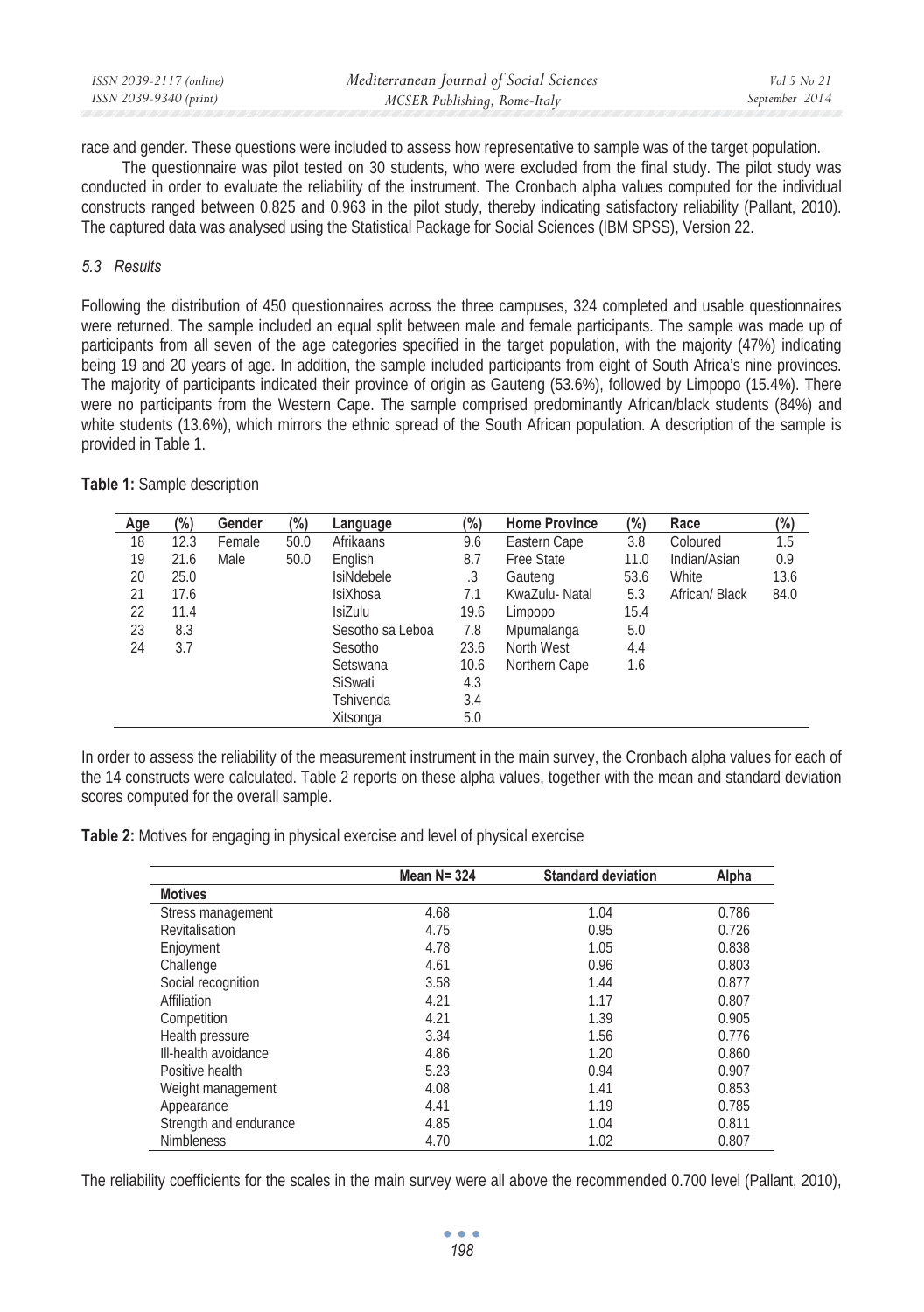race and gender. These questions were included to assess how representative to sample was of the target population.

The questionnaire was pilot tested on 30 students, who were excluded from the final study. The pilot study was conducted in order to evaluate the reliability of the instrument. The Cronbach alpha values computed for the individual constructs ranged between 0.825 and 0.963 in the pilot study, thereby indicating satisfactory reliability (Pallant, 2010). The captured data was analysed using the Statistical Package for Social Sciences (IBM SPSS), Version 22.

### *5.3 Results*

Following the distribution of 450 questionnaires across the three campuses, 324 completed and usable questionnaires were returned. The sample included an equal split between male and female participants. The sample was made up of participants from all seven of the age categories specified in the target population, with the majority (47%) indicating being 19 and 20 years of age. In addition, the sample included participants from eight of South Africa's nine provinces. The majority of participants indicated their province of origin as Gauteng (53.6%), followed by Limpopo (15.4%). There were no participants from the Western Cape. The sample comprised predominantly African/black students (84%) and white students (13.6%), which mirrors the ethnic spread of the South African population. A description of the sample is provided in Table 1.

**Table 1:** Sample description

| Age | (%) | Gender | (%) | Language | (%) | Home Province | (%) | Race | (%) |
|---|---|---|---|---|---|---|---|---|---|
| 18 | 12.3 | Female | 50.0 | Afrikaans | 9.6 | Eastern Cape | 3.8 | Coloured | 1.5 |
| 19 | 21.6 | Male | 50.0 | English | 8.7 | Free State | 11.0 | Indian/Asian | 0.9 |
| 20 | 25.0 | | | IsiNdebele | .3 | Gauteng | 53.6 | White | 13.6 |
| 21 | 17.6 | | | IsiXhosa | 7.1 | KwaZulu- Natal | 5.3 | African/ Black | 84.0 |
| 22 | 11.4 | | | IsiZulu | 19.6 | Limpopo | 15.4 | | |
| 23 | 8.3 | | | Sesotho sa Leboa | 7.8 | Mpumalanga | 5.0 | | |
| 24 | 3.7 | | | Sesotho | 23.6 | North West | 4.4 | | |
| | | | | Setswana | 10.6 | Northern Cape | 1.6 | | |
| | | | | SiSwati | 4.3 | | | | |
| | | | | Tshivenda | 3.4 | | | | |
| | | | | Xitsonga | 5.0 | | | | |

In order to assess the reliability of the measurement instrument in the main survey, the Cronbach alpha values for each of the 14 constructs were calculated. Table 2 reports on these alpha values, together with the mean and standard deviation scores computed for the overall sample.

**Table 2:** Motives for engaging in physical exercise and level of physical exercise

| | Mean N= 324 | Standard deviation | Alpha |
|---|---|---|---|
| **Motives** | | | |
| Stress management | 4.68 | 1.04 | 0.786 |
| Revitalisation | 4.75 | 0.95 | 0.726 |
| Enjoyment | 4.78 | 1.05 | 0.838 |
| Challenge | 4.61 | 0.96 | 0.803 |
| Social recognition | 3.58 | 1.44 | 0.877 |
| Affiliation | 4.21 | 1.17 | 0.807 |
| Competition | 4.21 | 1.39 | 0.905 |
| Health pressure | 3.34 | 1.56 | 0.776 |
| Ill-health avoidance | 4.86 | 1.20 | 0.860 |
| Positive health | 5.23 | 0.94 | 0.907 |
| Weight management | 4.08 | 1.41 | 0.853 |
| Appearance | 4.41 | 1.19 | 0.785 |
| Strength and endurance | 4.85 | 1.04 | 0.811 |
| Nimbleness | 4.70 | 1.02 | 0.807 |

The reliability coefficients for the scales in the main survey were all above the recommended 0.700 level (Pallant, 2010),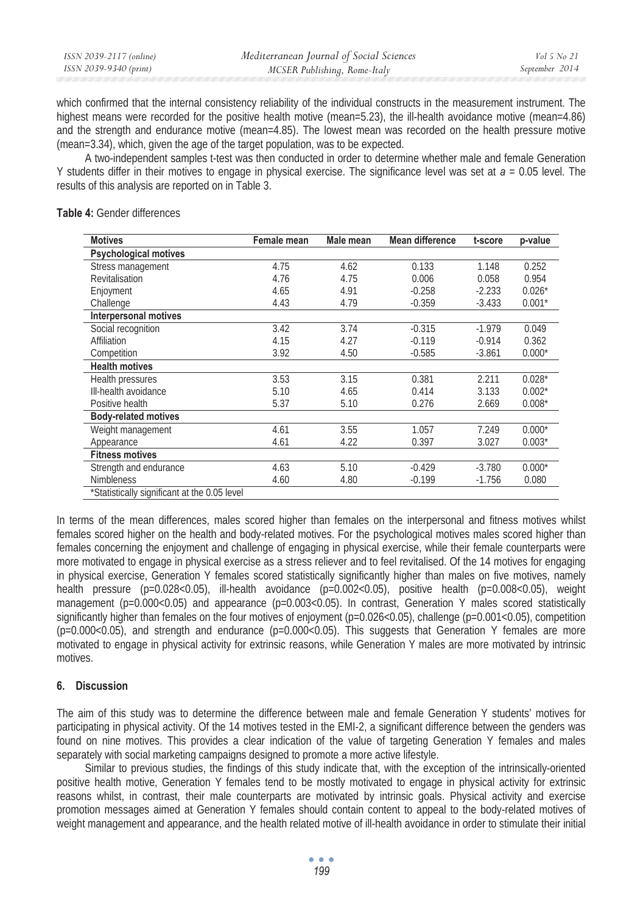which confirmed that the internal consistency reliability of the individual constructs in the measurement instrument. The highest means were recorded for the positive health motive (mean=5.23), the ill-health avoidance motive (mean=4.86) and the strength and endurance motive (mean=4.85). The lowest mean was recorded on the health pressure motive (mean=3.34), which, given the age of the target population, was to be expected.

A two-independent samples t-test was then conducted in order to determine whether male and female Generation Y students differ in their motives to engage in physical exercise. The significance level was set at $a$ = 0.05 level. The results of this analysis are reported on in Table 3.

**Table 4:** Gender differences

| Motives | Female mean | Male mean | Mean difference | t-score | p-value |
|---|---|---|---|---|---|
| **Psychological motives** | | | | | |
| Stress management | 4.75 | 4.62 | 0.133 | 1.148 | 0.252 |
| Revitalisation | 4.76 | 4.75 | 0.006 | 0.058 | 0.954 |
| Enjoyment | 4.65 | 4.91 | -0.258 | -2.233 | 0.026* |
| Challenge | 4.43 | 4.79 | -0.359 | -3.433 | 0.001* |
| **Interpersonal motives** | | | | | |
| Social recognition | 3.42 | 3.74 | -0.315 | -1.979 | 0.049 |
| Affiliation | 4.15 | 4.27 | -0.119 | -0.914 | 0.362 |
| Competition | 3.92 | 4.50 | -0.585 | -3.861 | 0.000* |
| **Health motives** | | | | | |
| Health pressures | 3.53 | 3.15 | 0.381 | 2.211 | 0.028* |
| Ill-health avoidance | 5.10 | 4.65 | 0.414 | 3.133 | 0.002* |
| Positive health | 5.37 | 5.10 | 0.276 | 2.669 | 0.008* |
| **Body-related motives** | | | | | |
| Weight management | 4.61 | 3.55 | 1.057 | 7.249 | 0.000* |
| Appearance | 4.61 | 4.22 | 0.397 | 3.027 | 0.003* |
| **Fitness motives** | | | | | |
| Strength and endurance | 4.63 | 5.10 | -0.429 | -3.780 | 0.000* |
| Nimbleness | 4.60 | 4.80 | -0.199 | -1.756 | 0.080 |

*Statistically significant at the 0.05 level

In terms of the mean differences, males scored higher than females on the interpersonal and fitness motives whilst females scored higher on the health and body-related motives. For the psychological motives males scored higher than females concerning the enjoyment and challenge of engaging in physical exercise, while their female counterparts were more motivated to engage in physical exercise as a stress reliever and to feel revitalised. Of the 14 motives for engaging in physical exercise, Generation Y females scored statistically significantly higher than males on five motives, namely health pressure (p=0.028<0.05), ill-health avoidance (p=0.002<0.05), positive health (p=0.008<0.05), weight management (p=0.000<0.05) and appearance (p=0.003<0.05). In contrast, Generation Y males scored statistically significantly higher than females on the four motives of enjoyment (p=0.026<0.05), challenge (p=0.001<0.05), competition (p=0.000<0.05), and strength and endurance (p=0.000<0.05). This suggests that Generation Y females are more motivated to engage in physical activity for extrinsic reasons, while Generation Y males are more motivated by intrinsic motives.

## 6. Discussion

The aim of this study was to determine the difference between male and female Generation Y students' motives for participating in physical activity. Of the 14 motives tested in the EMI-2, a significant difference between the genders was found on nine motives. This provides a clear indication of the value of targeting Generation Y females and males separately with social marketing campaigns designed to promote a more active lifestyle.

Similar to previous studies, the findings of this study indicate that, with the exception of the intrinsically-oriented positive health motive, Generation Y females tend to be mostly motivated to engage in physical activity for extrinsic reasons whilst, in contrast, their male counterparts are motivated by intrinsic goals. Physical activity and exercise promotion messages aimed at Generation Y females should contain content to appeal to the body-related motives of weight management and appearance, and the health related motive of ill-health avoidance in order to stimulate their initial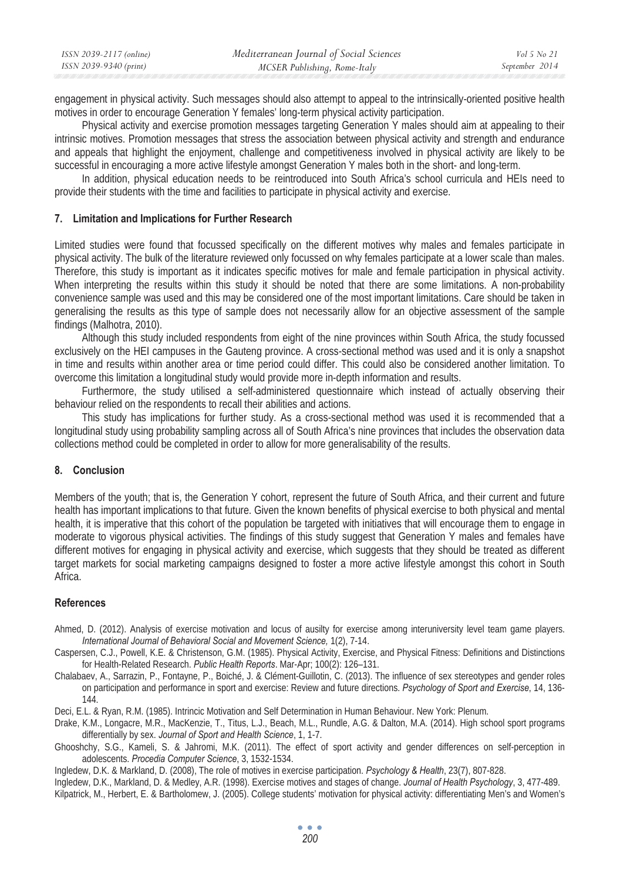engagement in physical activity. Such messages should also attempt to appeal to the intrinsically-oriented positive health motives in order to encourage Generation Y females' long-term physical activity participation.

Physical activity and exercise promotion messages targeting Generation Y males should aim at appealing to their intrinsic motives. Promotion messages that stress the association between physical activity and strength and endurance and appeals that highlight the enjoyment, challenge and competitiveness involved in physical activity are likely to be successful in encouraging a more active lifestyle amongst Generation Y males both in the short- and long-term.

In addition, physical education needs to be reintroduced into South Africa's school curricula and HEIs need to provide their students with the time and facilities to participate in physical activity and exercise.

## 7. Limitation and Implications for Further Research

Limited studies were found that focussed specifically on the different motives why males and females participate in physical activity. The bulk of the literature reviewed only focussed on why females participate at a lower scale than males. Therefore, this study is important as it indicates specific motives for male and female participation in physical activity. When interpreting the results within this study it should be noted that there are some limitations. A non-probability convenience sample was used and this may be considered one of the most important limitations. Care should be taken in generalising the results as this type of sample does not necessarily allow for an objective assessment of the sample findings (Malhotra, 2010).

Although this study included respondents from eight of the nine provinces within South Africa, the study focussed exclusively on the HEI campuses in the Gauteng province. A cross-sectional method was used and it is only a snapshot in time and results within another area or time period could differ. This could also be considered another limitation. To overcome this limitation a longitudinal study would provide more in-depth information and results.

Furthermore, the study utilised a self-administered questionnaire which instead of actually observing their behaviour relied on the respondents to recall their abilities and actions.

This study has implications for further study. As a cross-sectional method was used it is recommended that a longitudinal study using probability sampling across all of South Africa's nine provinces that includes the observation data collections method could be completed in order to allow for more generalisability of the results.

## 8. Conclusion

Members of the youth; that is, the Generation Y cohort, represent the future of South Africa, and their current and future health has important implications to that future. Given the known benefits of physical exercise to both physical and mental health, it is imperative that this cohort of the population be targeted with initiatives that will encourage them to engage in moderate to vigorous physical activities. The findings of this study suggest that Generation Y males and females have different motives for engaging in physical activity and exercise, which suggests that they should be treated as different target markets for social marketing campaigns designed to foster a more active lifestyle amongst this cohort in South Africa.

## References

Ahmed, D. (2012). Analysis of exercise motivation and locus of ausilty for exercise among interuniversity level team game players. *International Journal of Behavioral Social and Movement Science,* 1(2), 7-14.

Caspersen, C.J., Powell, K.E. & Christenson, G.M. (1985). Physical Activity, Exercise, and Physical Fitness: Definitions and Distinctions for Health-Related Research. *Public Health Reports*. Mar-Apr; 100(2): 126–131.

Chalabaev, A., Sarrazin, P., Fontayne, P., Boiché, J. & Clément-Guillotin, C. (2013). The influence of sex stereotypes and gender roles on participation and performance in sport and exercise: Review and future directions. *Psychology of Sport and Exercise*, 14, 136-144.

Deci, E.L. & Ryan, R.M. (1985). Intrincic Motivation and Self Determination in Human Behaviour. New York: Plenum.

Drake, K.M., Longacre, M.R., MacKenzie, T., Titus, L.J., Beach, M.L., Rundle, A.G. & Dalton, M.A. (2014). High school sport programs differentially by sex. *Journal of Sport and Health Science*, 1, 1-7.

Ghooshchy, S.G., Kameli, S. & Jahromi, M.K. (2011). The effect of sport activity and gender differences on self-perception in adolescents. *Procedia Computer Science*, 3, 1532-1534.

Ingledew, D.K. & Markland, D. (2008), The role of motives in exercise participation. *Psychology & Health*, 23(7), 807-828.

Ingledew, D.K., Markland, D. & Medley, A.R. (1998). Exercise motives and stages of change. *Journal of Health Psychology*, 3, 477-489.

Kilpatrick, M., Herbert, E. & Bartholomew, J. (2005). College students' motivation for physical activity: differentiating Men's and Women's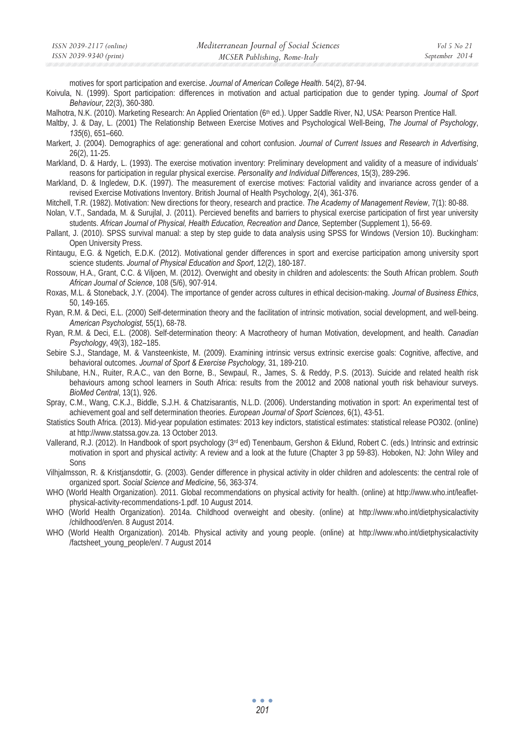motives for sport participation and exercise. *Journal of American College Health*. 54(2), 87-94.

Koivula, N. (1999). Sport participation: differences in motivation and actual participation due to gender typing. *Journal of Sport Behaviour*, 22(3), 360-380.

Malhotra, N.K. (2010). Marketing Research: An Applied Orientation (6th ed.). Upper Saddle River, NJ, USA: Pearson Prentice Hall.

Maltby, J. & Day, L. (2001) The Relationship Between Exercise Motives and Psychological Well-Being, *The Journal of Psychology*, *135*(6), 651–660.

Markert, J. (2004). Demographics of age: generational and cohort confusion. *Journal of Current Issues and Research in Advertising*, 26(2), 11-25.

Markland, D. & Hardy, L. (1993). The exercise motivation inventory: Preliminary development and validity of a measure of individuals' reasons for participation in regular physical exercise. *Personality and Individual Differences*, 15(3), 289-296.

Markland, D. & Ingledew, D.K. (1997). The measurement of exercise motives: Factorial validity and invariance across gender of a revised Exercise Motivations Inventory. British Journal of Health Psychology, 2(4), 361-376.

Mitchell, T.R. (1982). Motivation: New directions for theory, research and practice. *The Academy of Management Review*, 7(1): 80-88.

Nolan, V.T., Sandada, M. & Surujlal, J. (2011). Percieved benefits and barriers to physical exercise participation of first year university students. *African Journal of Physical, Health Education, Recreation and Dance,* September (Supplement 1), 56-69.

Pallant, J. (2010). SPSS survival manual: a step by step guide to data analysis using SPSS for Windows (Version 10). Buckingham: Open University Press.

Rintaugu, E.G. & Ngetich, E.D.K. (2012). Motivational gender differences in sport and exercise participation among university sport science students. *Journal of Physical Education and Sport*, 12(2), 180-187.

Rossouw, H.A., Grant, C.C. & Viljoen, M. (2012). Overwight and obesity in children and adolescents: the South African problem. *South African Journal of Science*, 108 (5/6), 907-914.

Roxas, M.L. & Stoneback, J.Y. (2004). The importance of gender across cultures in ethical decision-making. *Journal of Business Ethics*, 50, 149-165.

Ryan, R.M. & Deci, E.L. (2000) Self-determination theory and the facilitation of intrinsic motivation, social development, and well-being. *American Psychologist,* 55(1), 68-78.

Ryan, R.M. & Deci, E.L. (2008). Self-determination theory: A Macrotheory of human Motivation, development, and health. *Canadian Psychology*, 49(3), 182–185.

Sebire S.J., Standage, M. & Vansteenkiste, M. (2009). Examining intrinsic versus extrinsic exercise goals: Cognitive, affective, and behavioral outcomes. *Journal of Sport & Exercise Psychology,* 31, 189-210.

Shilubane, H.N., Ruiter, R.A.C., van den Borne, B., Sewpaul, R., James, S. & Reddy, P.S. (2013). Suicide and related health risk behaviours among school learners in South Africa: results from the 20012 and 2008 national youth risk behaviour surveys. *BioMed Central*, 13(1), 926.

Spray, C.M., Wang, C.K.J., Biddle, S.J.H. & Chatzisarantis, N.L.D. (2006). Understanding motivation in sport: An experimental test of achievement goal and self determination theories. *European Journal of Sport Sciences*, 6(1), 43-51.

Statistics South Africa. (2013). Mid-year population estimates: 2013 key indictors, statistical estimates: statistical release PO302. (online) at http://www.statssa.gov.za. 13 October 2013.

Vallerand, R.J. (2012). In Handbook of sport psychology (3rd ed) Tenenbaum, Gershon & Eklund, Robert C. (eds.) Intrinsic and extrinsic motivation in sport and physical activity: A review and a look at the future (Chapter 3 pp 59-83). Hoboken, NJ: John Wiley and Sons

Vilhjalmsson, R. & Kristjansdottir, G. (2003). Gender difference in physical activity in older children and adolescents: the central role of organized sport. *Social Science and Medicine*, 56, 363-374.

WHO (World Health Organization). 2011. Global recommendations on physical activity for health. (online) at http://www.who.int/leaflet-physical-activity-recommendations-1.pdf. 10 August 2014.

WHO (World Health Organization). 2014a. Childhood overweight and obesity. (online) at http://www.who.int/dietphysicalactivity /childhood/en/en. 8 August 2014.

WHO (World Health Organization). 2014b. Physical activity and young people. (online) at http://www.who.int/dietphysicalactivity /factsheet_young_people/en/. 7 August 2014